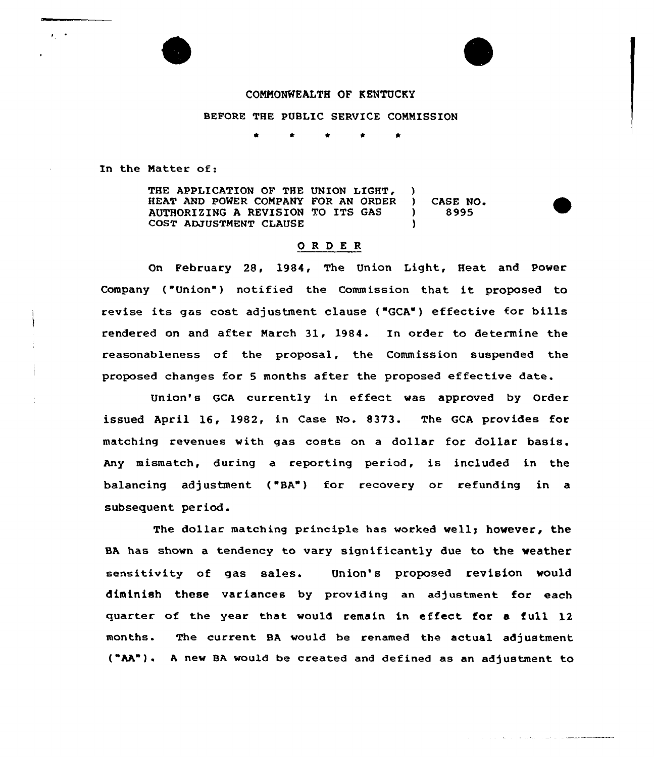COMMONWEALTH OF KENTUCKY

BEFORE THE PUBLIC SERVICE COMMISSION

\* \* \* \* \*

In the Matter of:

| | | |
|---|---|---|
| THE APPLICATION OF THE UNION LIGHT, HEAT AND POWER COMPANY FOR AN ORDER AUTHORIZING A REVISION TO ITS GAS COST ADJUSTMENT CLAUSE | ) ) ) ) | CASE NO. 8995 |

## O R D E R

On February 28, 1984, The Union Light, Heat and Power Company ("Union") notified the Commission that it proposed to revise its gas cost adjustment clause ("GCA") effective for bills rendered on and after March 31, 1984. In order to determine the reasonableness of the proposal, the Commission suspended the proposed changes for 5 months after the proposed effective date.

Union's GCA currently in effect was approved by Order issued April 16, 1982, in Case No. 8373. The GCA provides for matching revenues with gas costs on a dollar for dollar basis. Any mismatch, during a reporting period, is included in the balancing adjustment ("BA") for recovery or refunding in a subsequent period.

The dollar matching principle has worked well; however, the BA has shown a tendency to vary significantly due to the weather sensitivity of gas sales. Union's proposed revision would diminish these variances by providing an adjustment for each quarter of the year that would remain in effect for a full 12 months. The current BA would be renamed the actual adjustment ("AA"). A new BA would be created and defined as an adjustment to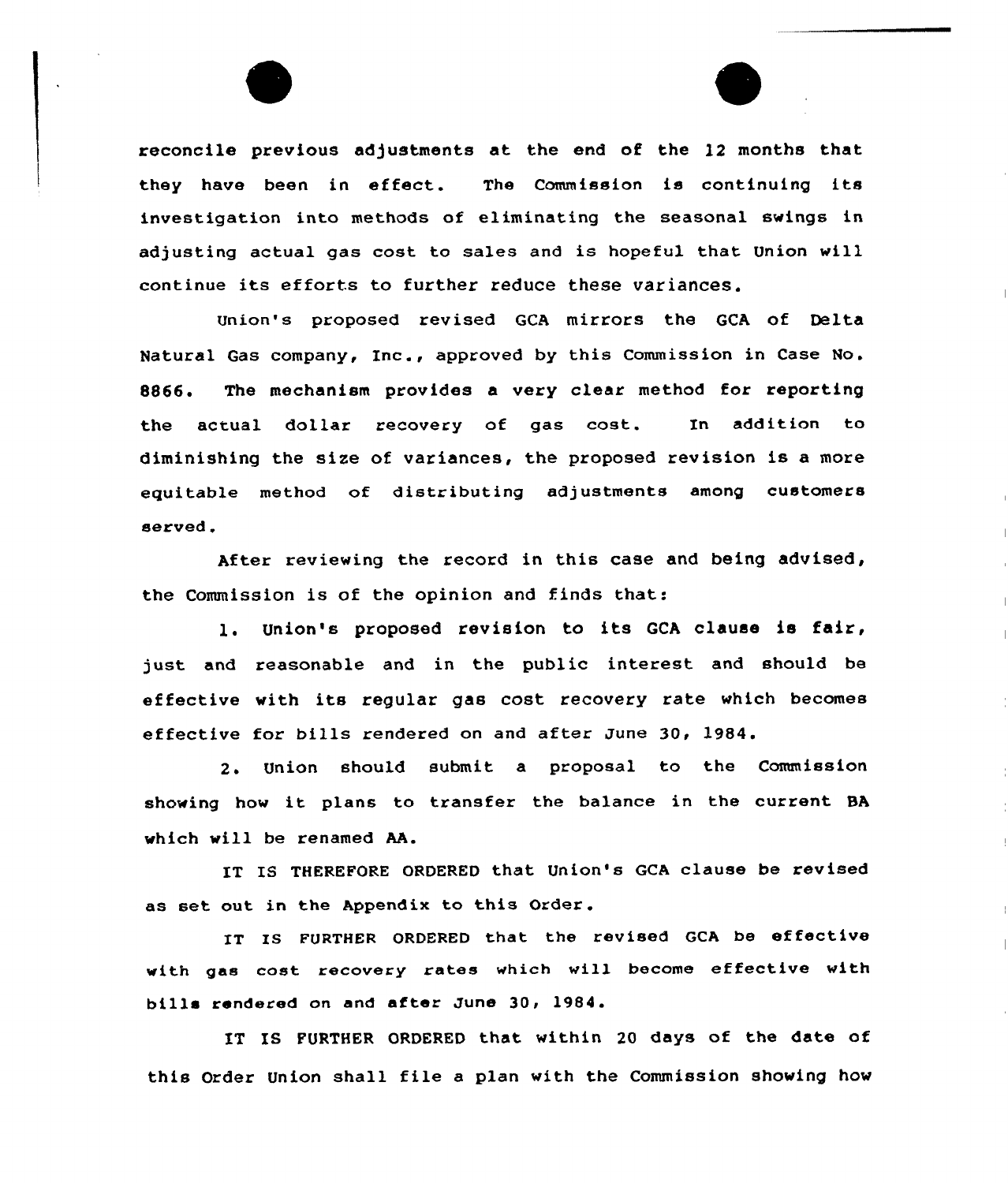reconcile previous adjustments at the end of the 12 months that they have been in effect. The Commission is continuing its investigation into methods of eliminating the seasonal swings in adjusting actual gas cost to sales and is hopeful that Union will continue its efforts to further reduce these variances.

Union's proposed revised GCA mirrors the GCA of Delta Natural Gas company, Inc., approved by this Commission in Case No. 8866. The mechanism provides a very clear method for reporting the actual dollar recovery of gas cost. In addition to diminishing the size of variances, the proposed revision is a more equitable method of distributing adjustments among customers served.

After reviewing the record in this case and being advised, the Commission is of the opinion and finds that:

1. Union's proposed revision to its GCA clause is fair, just and reasonable and in the public interest and should be effective with its regular gas cost recovery rate which becomes effective for bills rendered on and after June 30, 1984.

2. Union should submit a proposal to the Commission showing how it plans to transfer the balance in the current BA which will be renamed AA.

IT IS THEREFORE ORDERED that Union's GCA clause be revised as set out in the Appendix to this Order.

IT IS FURTHER ORDERED that the revised GCA be effective with gas cost recovery rates which will become effective with bills rendered on and after June 30, 1984.

IT IS FURTHER ORDERED that within 20 days of the date of this Order Union shall file a plan with the Commission showing how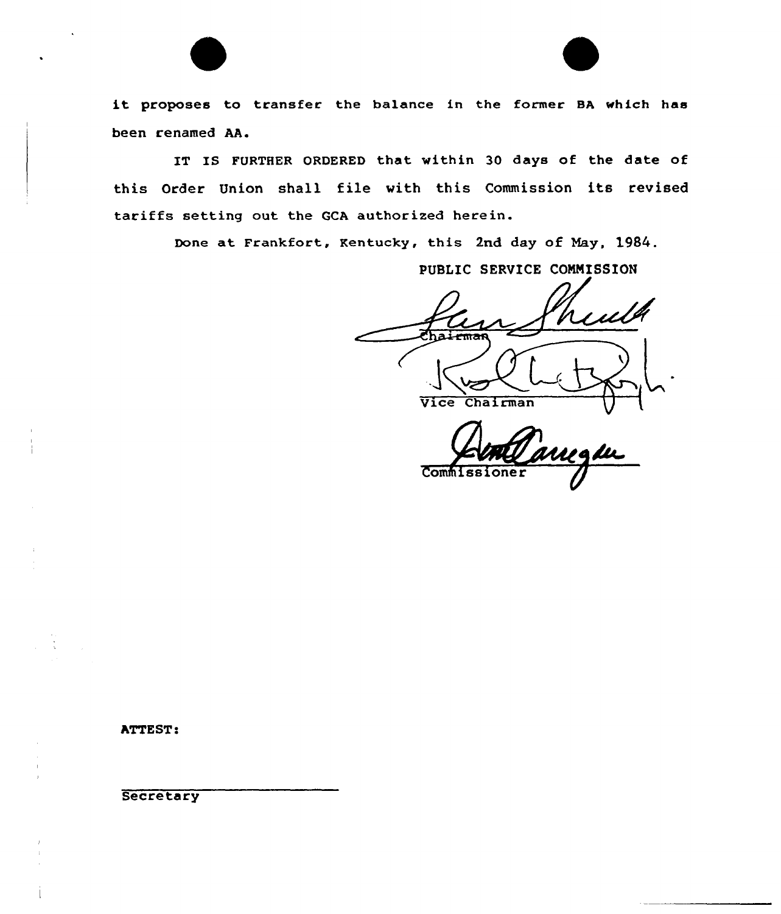it proposes to transfer the balance in the former BA which has been renamed AA.

IT IS FURTHER ORDERED that within 30 days of the date of this Order Union shall file with this Commission its revised tariffs setting out the GCA authorized herein.

Done at Frankfort, Kentucky, this 2nd day of May, 1984.

PUBLIC SERVICE COMMISSION

Chairman

Vice Chairman

Commissioner

ATTEST:

Secretary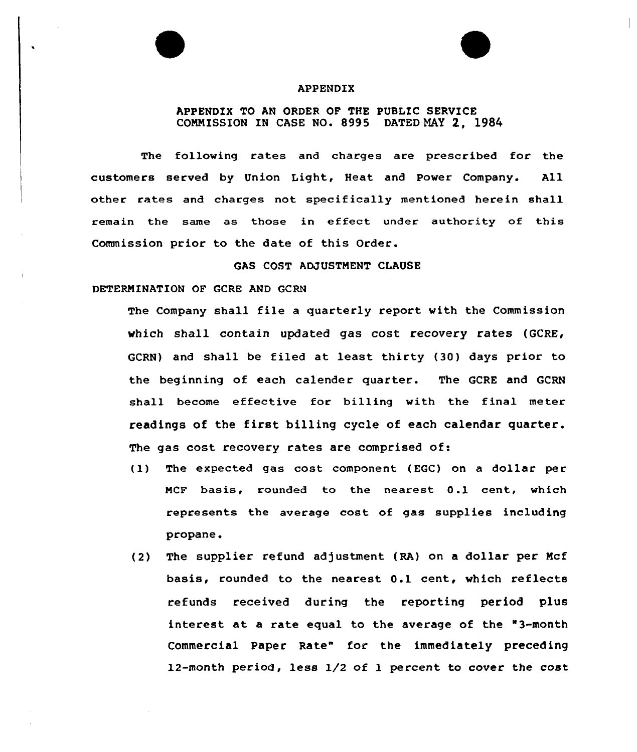# APPENDIX

## APPENDIX TO AN ORDER OF THE PUBLIC SERVICE COMMISSION IN CASE NO. 8995 DATED MAY 2, 1984

The following rates and charges are prescribed for the customers served by Union Light, Heat and Power Company. All other rates and charges not specifically mentioned herein shall remain the same as those in effect under authority of this Commission prior to the date of this Order.

### GAS COST ADJUSTMENT CLAUSE

DETERMINATION OF GCRE AND GCRN

The Company shall file a quarterly report with the Commission which shall contain updated gas cost recovery rates (GCRE, GCRN) and shall be filed at least thirty (30) days prior to the beginning of each calender quarter. The GCRE and GCRN shall become effective for billing with the final meter readings of the first billing cycle of each calendar quarter. The gas cost recovery rates are comprised of:

(1) The expected gas cost component (EGC) on a dollar per MCF basis, rounded to the nearest 0.1 cent, which represents the average cost of gas supplies including propane.

(2) The supplier refund adjustment (RA) on a dollar per Mcf basis, rounded to the nearest 0.1 cent, which reflects refunds received during the reporting period plus interest at a rate equal to the average of the "3-month Commercial Paper Rate" for the immediately preceding 12-month period, less 1/2 of 1 percent to cover the cost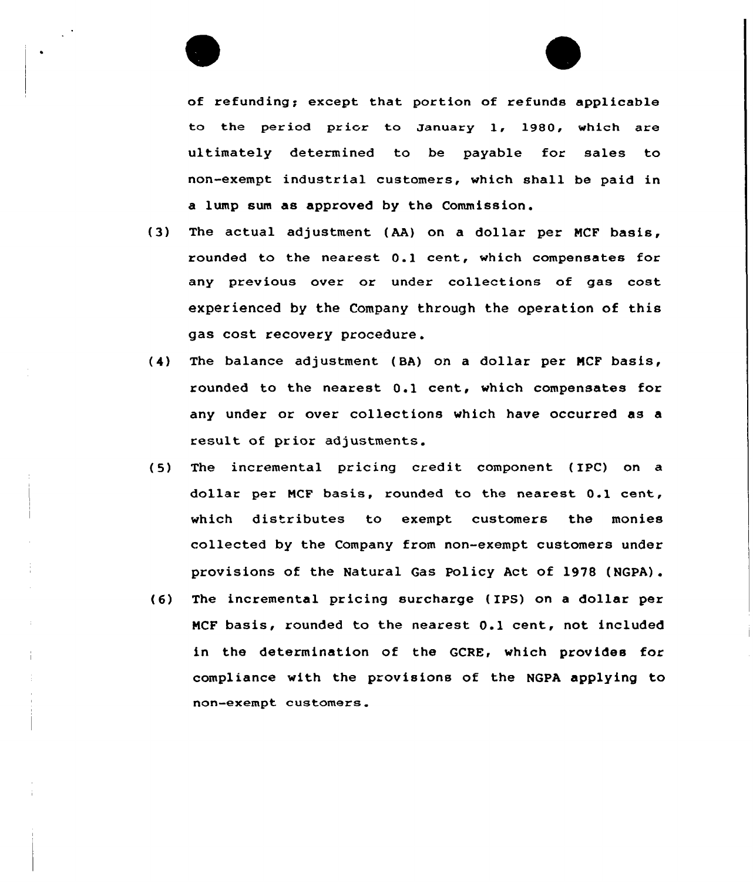of refunding; except that portion of refunds applicable to the period prior to January 1, 1980, which are ultimately determined to be payable for sales to non-exempt industrial customers, which shall be paid in a lump sum as approved by the Commission.

(3) The actual adjustment (AA) on a dollar per MCF basis, rounded to the nearest 0.1 cent, which compensates for any previous over or under collections of gas cost experienced by the Company through the operation of this gas cost recovery procedure.

(4) The balance adjustment (BA) on a dollar per MCF basis, rounded to the nearest 0.1 cent, which compensates for any under or over collections which have occurred as a result of prior adjustments.

(5) The incremental pricing credit component (IPC) on a dollar per MCF basis, rounded to the nearest 0.1 cent, which distributes to exempt customers the monies collected by the Company from non-exempt customers under provisions of the Natural Gas Policy Act of 1978 (NGPA).

(6) The incremental pricing surcharge (IPS) on a dollar per MCF basis, rounded to the nearest 0.1 cent, not included in the determination of the GCRE, which provides for compliance with the provisions of the NGPA applying to non-exempt customers.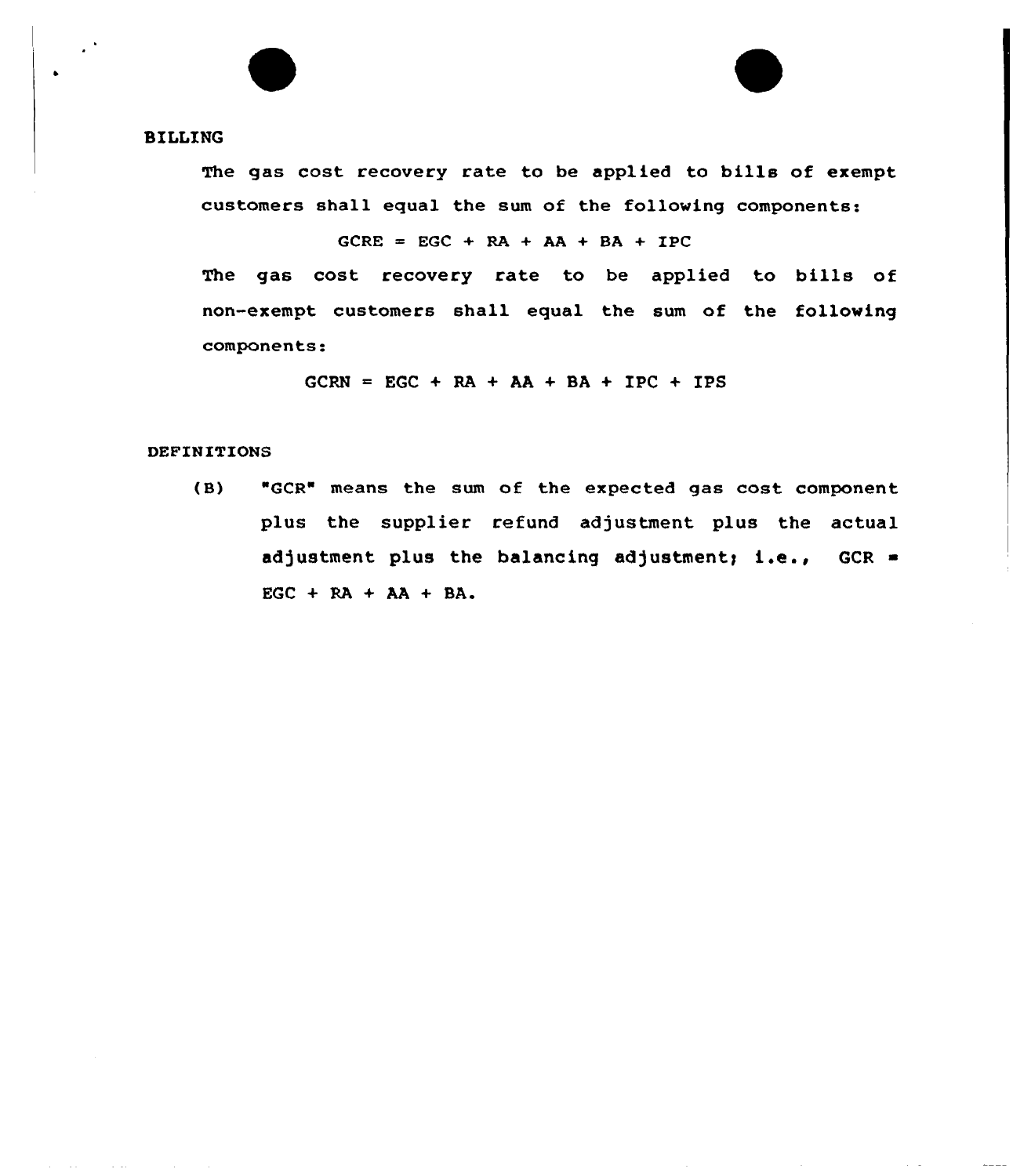BILLING

The gas cost recovery rate to be applied to bills of exempt customers shall equal the sum of the following components:

$$GCRE = EGC + RA + AA + BA + IPC$$

The gas cost recovery rate to be applied to bills of non-exempt customers shall equal the sum of the following components:

$$GCRN = EGC + RA + AA + BA + IPC + IPS$$

DEFINITIONS

(B) "GCR" means the sum of the expected gas cost component plus the supplier refund adjustment plus the actual adjustment plus the balancing adjustment; i.e., $GCR = EGC + RA + AA + BA$.